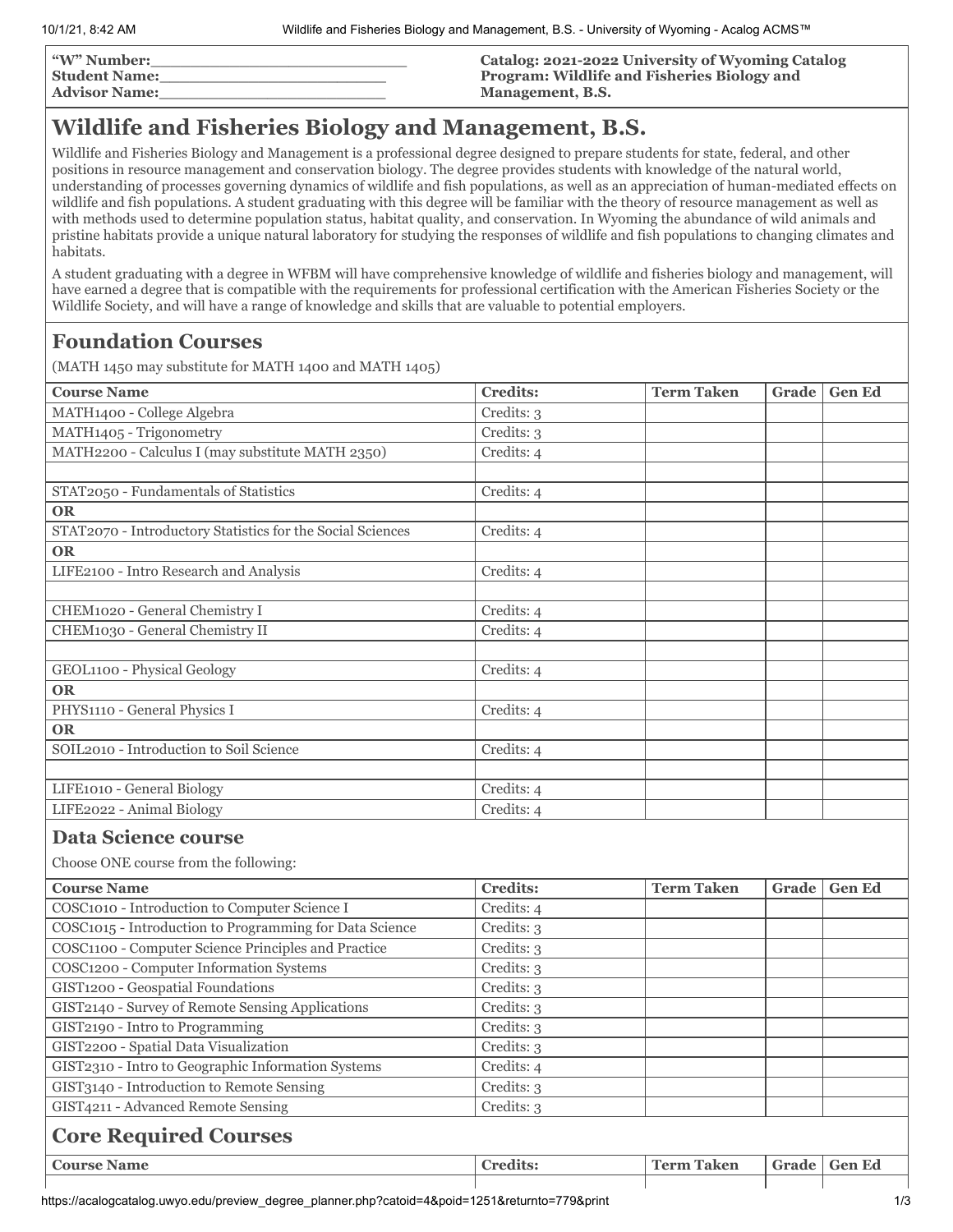**"W" Number:**\_\_\_\_\_\_\_\_\_\_\_\_\_\_\_\_\_\_\_\_\_\_\_\_
**Student Name:**\_\_\_\_\_\_\_\_\_\_\_\_\_\_\_\_\_\_\_\_\_\_\_\_
**Advisor Name:**\_\_\_\_\_\_\_\_\_\_\_\_\_\_\_\_\_\_\_\_\_\_\_\_

**Catalog: 2021-2022 University of Wyoming Catalog**
**Program: Wildlife and Fisheries Biology and Management, B.S.**

# Wildlife and Fisheries Biology and Management, B.S.

Wildlife and Fisheries Biology and Management is a professional degree designed to prepare students for state, federal, and other positions in resource management and conservation biology. The degree provides students with knowledge of the natural world, understanding of processes governing dynamics of wildlife and fish populations, as well as an appreciation of human-mediated effects on wildlife and fish populations. A student graduating with this degree will be familiar with the theory of resource management as well as with methods used to determine population status, habitat quality, and conservation. In Wyoming the abundance of wild animals and pristine habitats provide a unique natural laboratory for studying the responses of wildlife and fish populations to changing climates and habitats.

A student graduating with a degree in WFBM will have comprehensive knowledge of wildlife and fisheries biology and management, will have earned a degree that is compatible with the requirements for professional certification with the American Fisheries Society or the Wildlife Society, and will have a range of knowledge and skills that are valuable to potential employers.

## Foundation Courses

(MATH 1450 may substitute for MATH 1400 and MATH 1405)

| Course Name | Credits: | Term Taken | Grade | Gen Ed |
|---|---|---|---|---|
| MATH1400 - College Algebra | Credits: 3 | | | |
| MATH1405 - Trigonometry | Credits: 3 | | | |
| MATH2200 - Calculus I (may substitute MATH 2350) | Credits: 4 | | | |
| | | | | |
| STAT2050 - Fundamentals of Statistics | Credits: 4 | | | |
| **OR** | | | | |
| STAT2070 - Introductory Statistics for the Social Sciences | Credits: 4 | | | |
| **OR** | | | | |
| LIFE2100 - Intro Research and Analysis | Credits: 4 | | | |
| | | | | |
| CHEM1020 - General Chemistry I | Credits: 4 | | | |
| CHEM1030 - General Chemistry II | Credits: 4 | | | |
| | | | | |
| GEOL1100 - Physical Geology | Credits: 4 | | | |
| **OR** | | | | |
| PHYS1110 - General Physics I | Credits: 4 | | | |
| **OR** | | | | |
| SOIL2010 - Introduction to Soil Science | Credits: 4 | | | |
| | | | | |
| LIFE1010 - General Biology | Credits: 4 | | | |
| LIFE2022 - Animal Biology | Credits: 4 | | | |

### Data Science course

Choose ONE course from the following:

| Course Name | Credits: | Term Taken | Grade | Gen Ed |
|---|---|---|---|---|
| COSC1010 - Introduction to Computer Science I | Credits: 4 | | | |
| COSC1015 - Introduction to Programming for Data Science | Credits: 3 | | | |
| COSC1100 - Computer Science Principles and Practice | Credits: 3 | | | |
| COSC1200 - Computer Information Systems | Credits: 3 | | | |
| GIST1200 - Geospatial Foundations | Credits: 3 | | | |
| GIST2140 - Survey of Remote Sensing Applications | Credits: 3 | | | |
| GIST2190 - Intro to Programming | Credits: 3 | | | |
| GIST2200 - Spatial Data Visualization | Credits: 3 | | | |
| GIST2310 - Intro to Geographic Information Systems | Credits: 4 | | | |
| GIST3140 - Introduction to Remote Sensing | Credits: 3 | | | |
| GIST4211 - Advanced Remote Sensing | Credits: 3 | | | |

## Core Required Courses

| Course Name | Credits: | Term Taken | Grade | Gen Ed |
|---|---|---|---|---|
| | | | | |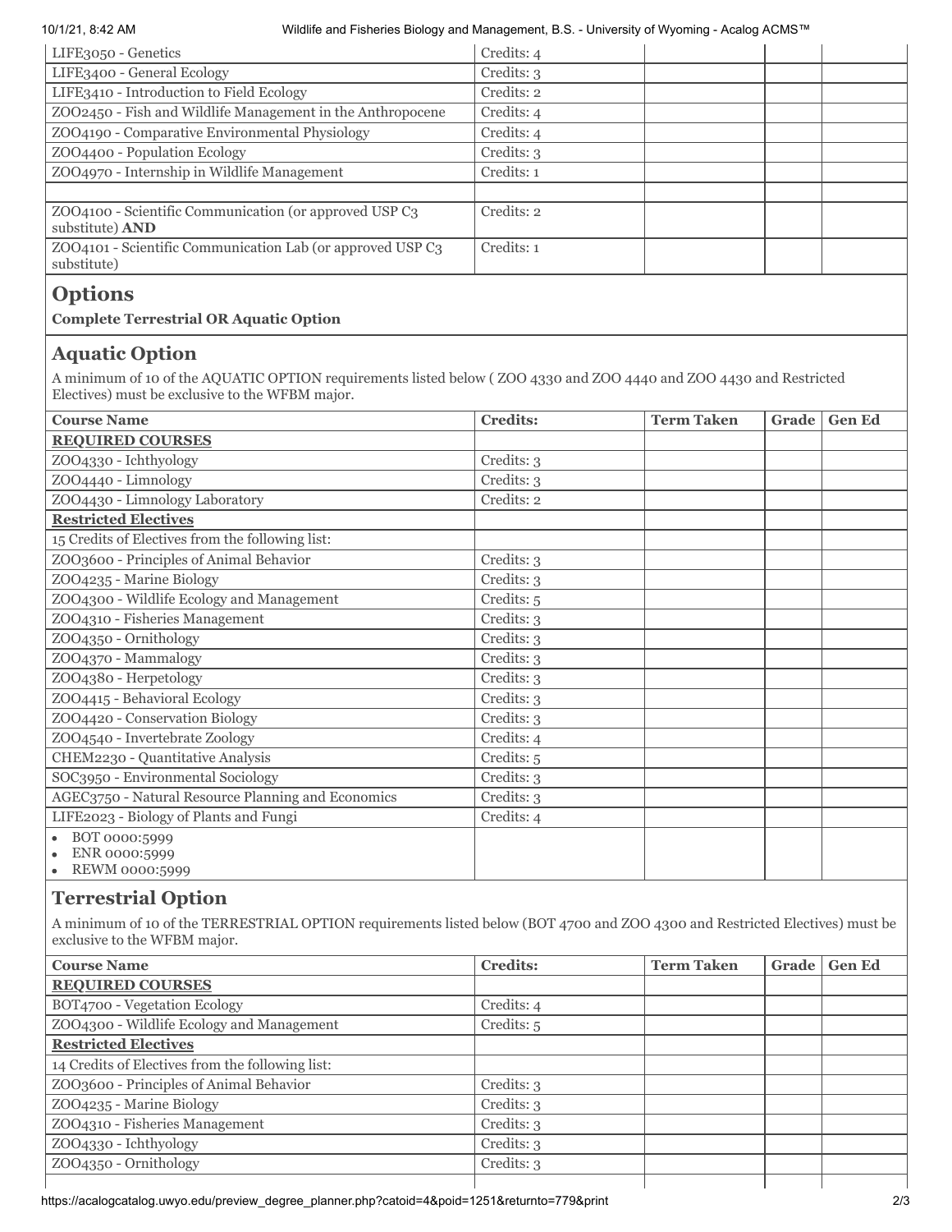| | | | | |
|---|---|---|---|---|
| LIFE3050 - Genetics | Credits: 4 | | | |
| LIFE3400 - General Ecology | Credits: 3 | | | |
| LIFE3410 - Introduction to Field Ecology | Credits: 2 | | | |
| ZOO2450 - Fish and Wildlife Management in the Anthropocene | Credits: 4 | | | |
| ZOO4190 - Comparative Environmental Physiology | Credits: 4 | | | |
| ZOO4400 - Population Ecology | Credits: 3 | | | |
| ZOO4970 - Internship in Wildlife Management | Credits: 1 | | | |
| | | | | |
| ZOO4100 - Scientific Communication (or approved USP C3 substitute) **AND** | Credits: 2 | | | |
| ZOO4101 - Scientific Communication Lab (or approved USP C3 substitute) | Credits: 1 | | | |

## Options

**Complete Terrestrial OR Aquatic Option**

## Aquatic Option

A minimum of 10 of the AQUATIC OPTION requirements listed below ( ZOO 4330 and ZOO 4440 and ZOO 4430 and Restricted Electives) must be exclusive to the WFBM major.

| Course Name | Credits: | Term Taken | Grade | Gen Ed |
|---|---|---|---|---|
| **REQUIRED COURSES** | | | | |
| ZOO4330 - Ichthyology | Credits: 3 | | | |
| ZOO4440 - Limnology | Credits: 3 | | | |
| ZOO4430 - Limnology Laboratory | Credits: 2 | | | |
| **Restricted Electives** | | | | |
| 15 Credits of Electives from the following list: | | | | |
| ZOO3600 - Principles of Animal Behavior | Credits: 3 | | | |
| ZOO4235 - Marine Biology | Credits: 3 | | | |
| ZOO4300 - Wildlife Ecology and Management | Credits: 5 | | | |
| ZOO4310 - Fisheries Management | Credits: 3 | | | |
| ZOO4350 - Ornithology | Credits: 3 | | | |
| ZOO4370 - Mammalogy | Credits: 3 | | | |
| ZOO4380 - Herpetology | Credits: 3 | | | |
| ZOO4415 - Behavioral Ecology | Credits: 3 | | | |
| ZOO4420 - Conservation Biology | Credits: 3 | | | |
| ZOO4540 - Invertebrate Zoology | Credits: 4 | | | |
| CHEM2230 - Quantitative Analysis | Credits: 5 | | | |
| SOC3950 - Environmental Sociology | Credits: 3 | | | |
| AGEC3750 - Natural Resource Planning and Economics | Credits: 3 | | | |
| LIFE2023 - Biology of Plants and Fungi | Credits: 4 | | | |
| • BOT 0000:5999<br>• ENR 0000:5999<br>• REWM 0000:5999 | | | | |

## Terrestrial Option

A minimum of 10 of the TERRESTRIAL OPTION requirements listed below (BOT 4700 and ZOO 4300 and Restricted Electives) must be exclusive to the WFBM major.

| Course Name | Credits: | Term Taken | Grade | Gen Ed |
|---|---|---|---|---|
| **REQUIRED COURSES** | | | | |
| BOT4700 - Vegetation Ecology | Credits: 4 | | | |
| ZOO4300 - Wildlife Ecology and Management | Credits: 5 | | | |
| **Restricted Electives** | | | | |
| 14 Credits of Electives from the following list: | | | | |
| ZOO3600 - Principles of Animal Behavior | Credits: 3 | | | |
| ZOO4235 - Marine Biology | Credits: 3 | | | |
| ZOO4310 - Fisheries Management | Credits: 3 | | | |
| ZOO4330 - Ichthyology | Credits: 3 | | | |
| ZOO4350 - Ornithology | Credits: 3 | | | |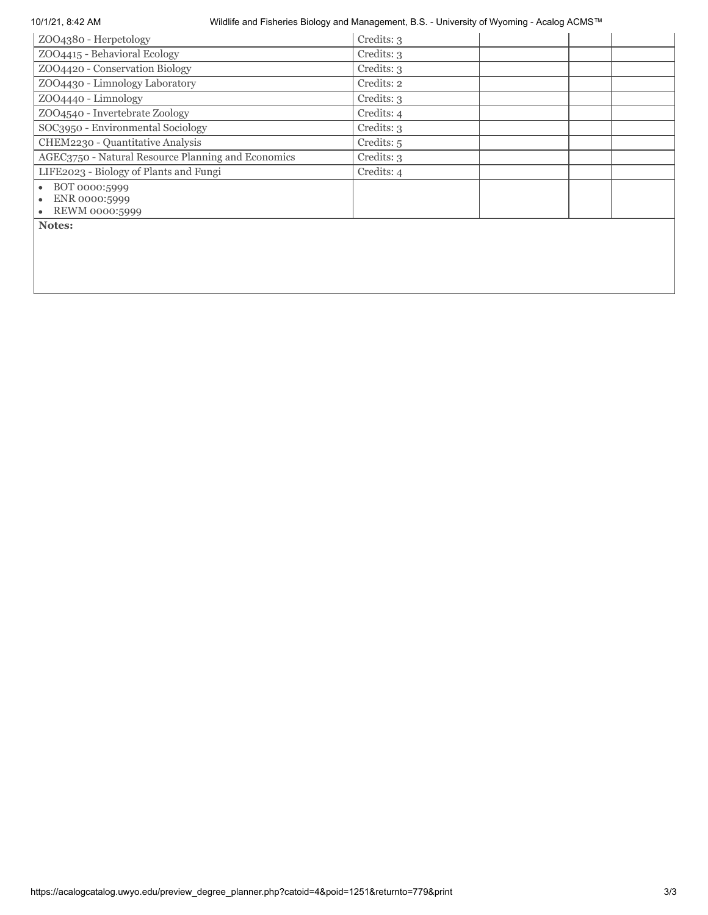| | | | | |
|---|---|---|---|---|
| ZOO4380 - Herpetology | Credits: 3 | | | |
| ZOO4415 - Behavioral Ecology | Credits: 3 | | | |
| ZOO4420 - Conservation Biology | Credits: 3 | | | |
| ZOO4430 - Limnology Laboratory | Credits: 2 | | | |
| ZOO4440 - Limnology | Credits: 3 | | | |
| ZOO4540 - Invertebrate Zoology | Credits: 4 | | | |
| SOC3950 - Environmental Sociology | Credits: 3 | | | |
| CHEM2230 - Quantitative Analysis | Credits: 5 | | | |
| AGEC3750 - Natural Resource Planning and Economics | Credits: 3 | | | |
| LIFE2023 - Biology of Plants and Fungi | Credits: 4 | | | |
| • BOT 0000:5999<br>• ENR 0000:5999<br>• REWM 0000:5999 | | | | |

**Notes:**